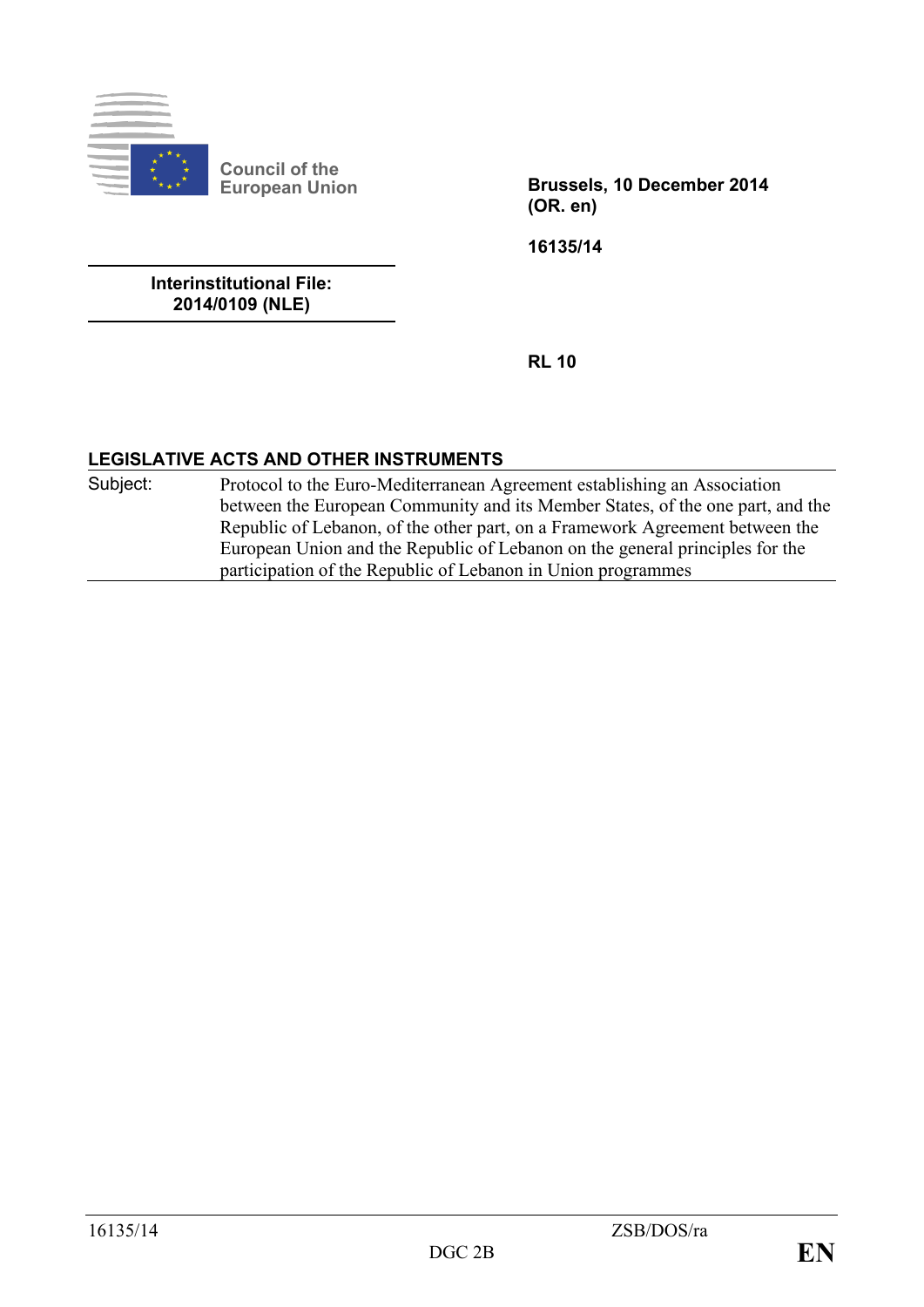Council of the European Union

Brussels, 10 December 2014
(OR. en)

16135/14

**Interinstitutional File:**
**2014/0109 (NLE)**

RL 10

## LEGISLATIVE ACTS AND OTHER INSTRUMENTS

Subject: Protocol to the Euro-Mediterranean Agreement establishing an Association between the European Community and its Member States, of the one part, and the Republic of Lebanon, of the other part, on a Framework Agreement between the European Union and the Republic of Lebanon on the general principles for the participation of the Republic of Lebanon in Union programmes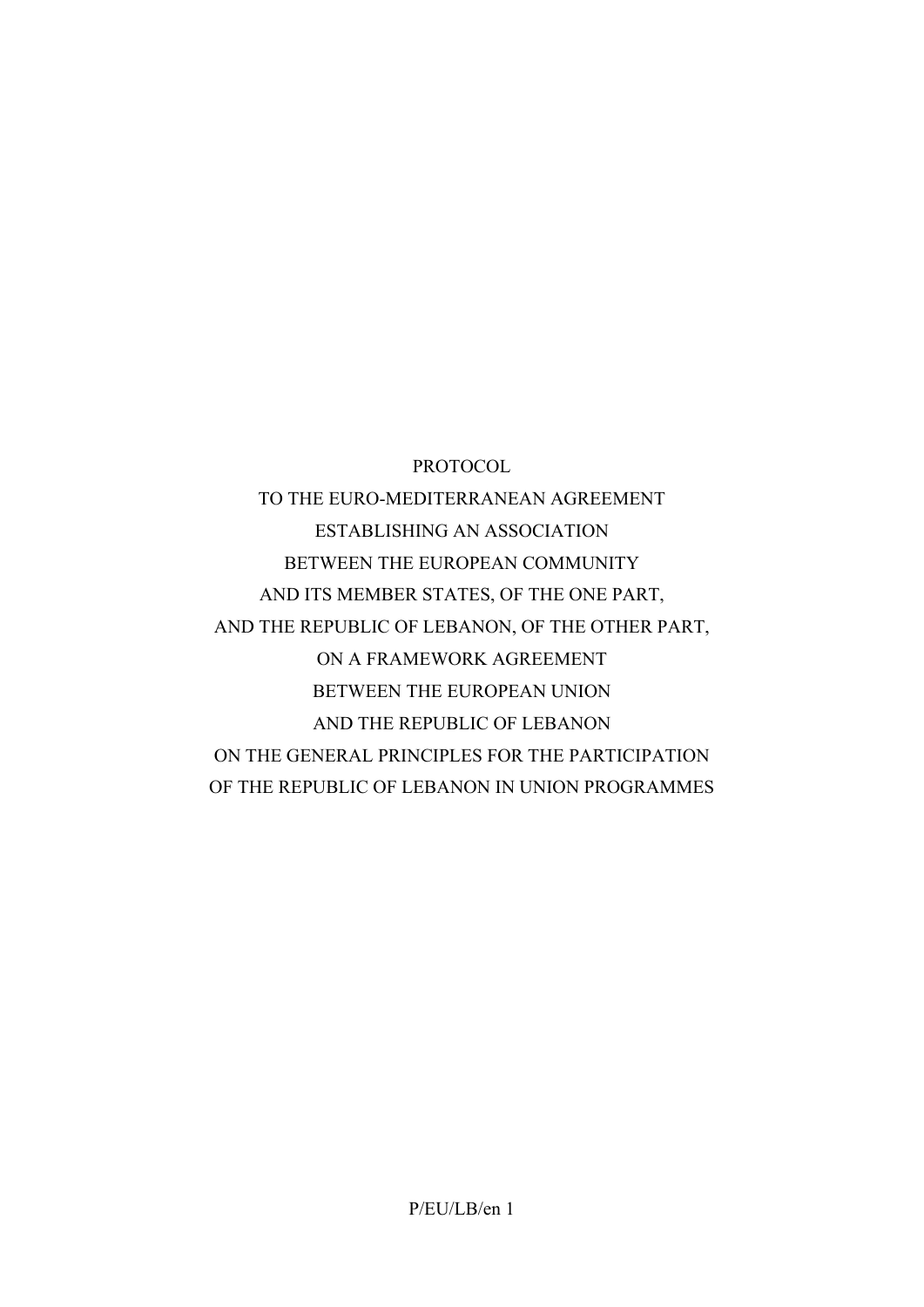# PROTOCOL TO THE EURO-MEDITERRANEAN AGREEMENT ESTABLISHING AN ASSOCIATION BETWEEN THE EUROPEAN COMMUNITY AND ITS MEMBER STATES, OF THE ONE PART, AND THE REPUBLIC OF LEBANON, OF THE OTHER PART, ON A FRAMEWORK AGREEMENT BETWEEN THE EUROPEAN UNION AND THE REPUBLIC OF LEBANON ON THE GENERAL PRINCIPLES FOR THE PARTICIPATION OF THE REPUBLIC OF LEBANON IN UNION PROGRAMMES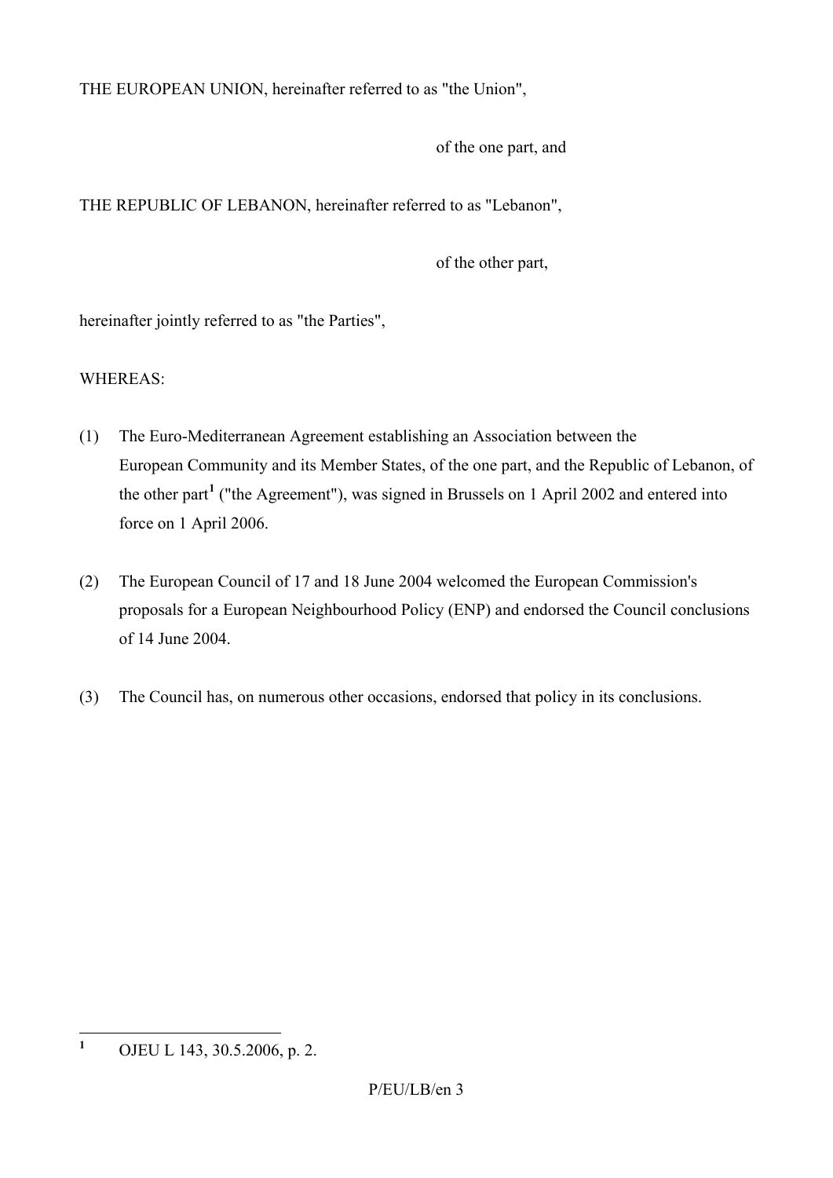THE EUROPEAN UNION, hereinafter referred to as "the Union",

of the one part, and

THE REPUBLIC OF LEBANON, hereinafter referred to as "Lebanon",

of the other part,

hereinafter jointly referred to as "the Parties",

WHEREAS:

(1) The Euro-Mediterranean Agreement establishing an Association between the European Community and its Member States, of the one part, and the Republic of Lebanon, of the other part[1] ("the Agreement"), was signed in Brussels on 1 April 2002 and entered into force on 1 April 2006.

(2) The European Council of 17 and 18 June 2004 welcomed the European Commission's proposals for a European Neighbourhood Policy (ENP) and endorsed the Council conclusions of 14 June 2004.

(3) The Council has, on numerous other occasions, endorsed that policy in its conclusions.

---

[1] OJEU L 143, 30.5.2006, p. 2.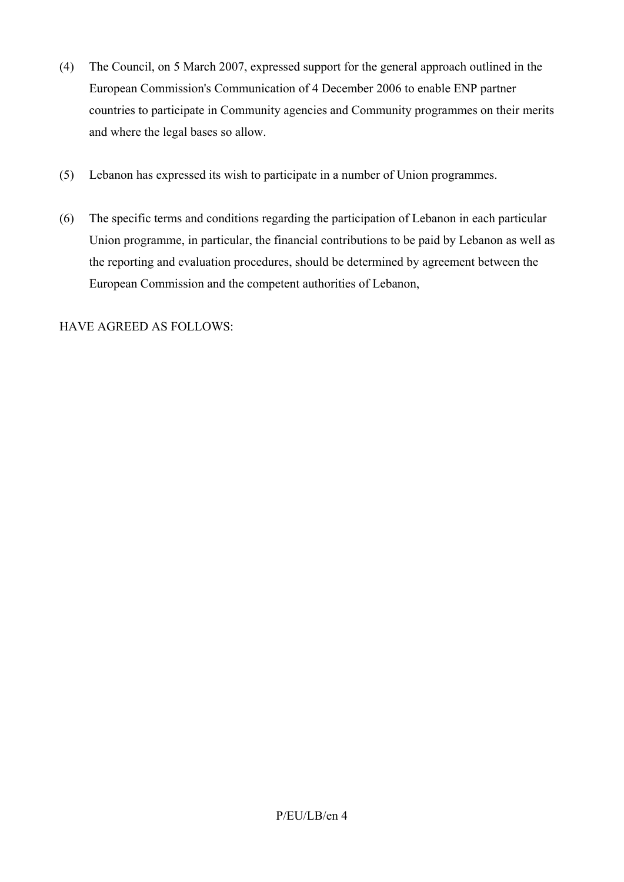(4) The Council, on 5 March 2007, expressed support for the general approach outlined in the European Commission's Communication of 4 December 2006 to enable ENP partner countries to participate in Community agencies and Community programmes on their merits and where the legal bases so allow.

(5) Lebanon has expressed its wish to participate in a number of Union programmes.

(6) The specific terms and conditions regarding the participation of Lebanon in each particular Union programme, in particular, the financial contributions to be paid by Lebanon as well as the reporting and evaluation procedures, should be determined by agreement between the European Commission and the competent authorities of Lebanon,

HAVE AGREED AS FOLLOWS: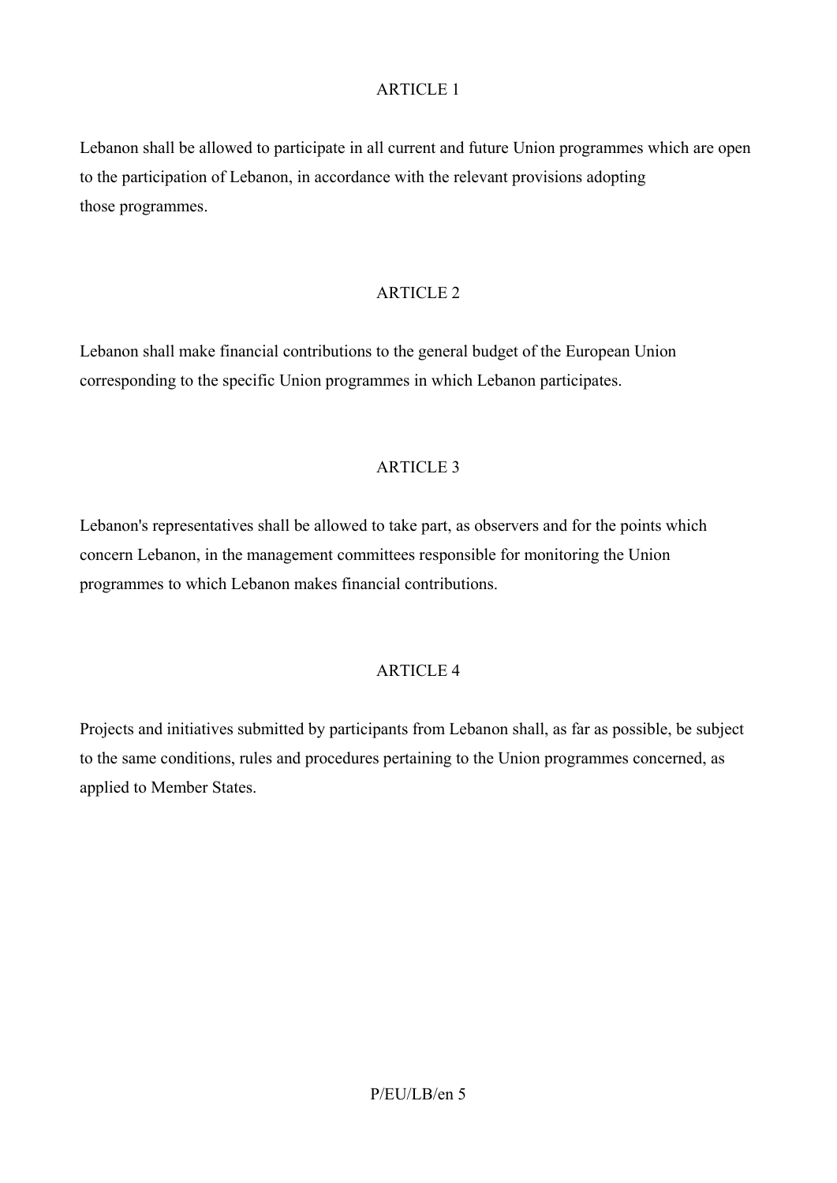## ARTICLE 1

Lebanon shall be allowed to participate in all current and future Union programmes which are open to the participation of Lebanon, in accordance with the relevant provisions adopting those programmes.

## ARTICLE 2

Lebanon shall make financial contributions to the general budget of the European Union corresponding to the specific Union programmes in which Lebanon participates.

## ARTICLE 3

Lebanon's representatives shall be allowed to take part, as observers and for the points which concern Lebanon, in the management committees responsible for monitoring the Union programmes to which Lebanon makes financial contributions.

## ARTICLE 4

Projects and initiatives submitted by participants from Lebanon shall, as far as possible, be subject to the same conditions, rules and procedures pertaining to the Union programmes concerned, as applied to Member States.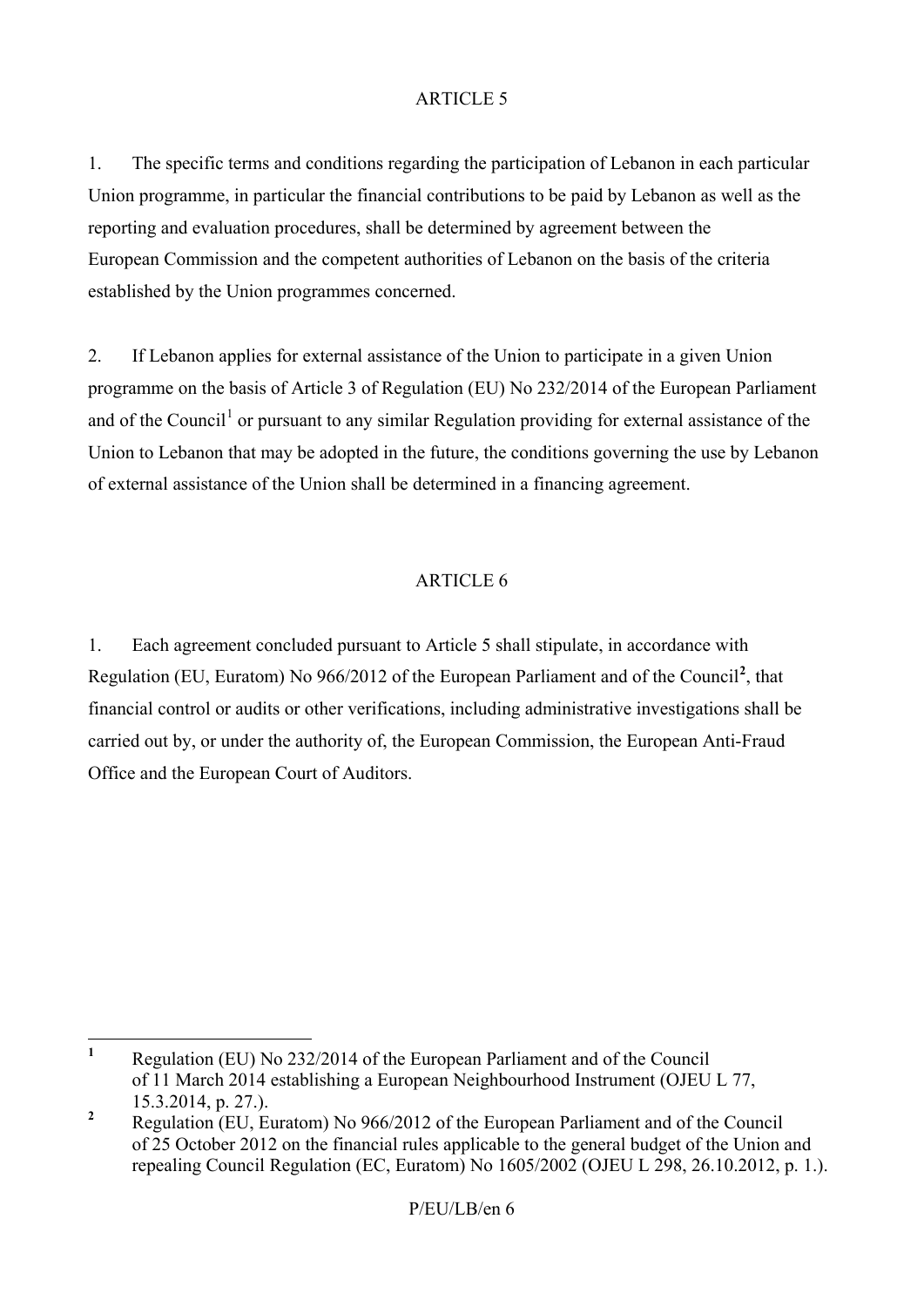## ARTICLE 5

1. The specific terms and conditions regarding the participation of Lebanon in each particular Union programme, in particular the financial contributions to be paid by Lebanon as well as the reporting and evaluation procedures, shall be determined by agreement between the European Commission and the competent authorities of Lebanon on the basis of the criteria established by the Union programmes concerned.

2. If Lebanon applies for external assistance of the Union to participate in a given Union programme on the basis of Article 3 of Regulation (EU) No 232/2014 of the European Parliament and of the Council[1] or pursuant to any similar Regulation providing for external assistance of the Union to Lebanon that may be adopted in the future, the conditions governing the use by Lebanon of external assistance of the Union shall be determined in a financing agreement.

## ARTICLE 6

1. Each agreement concluded pursuant to Article 5 shall stipulate, in accordance with Regulation (EU, Euratom) No 966/2012 of the European Parliament and of the Council[2], that financial control or audits or other verifications, including administrative investigations shall be carried out by, or under the authority of, the European Commission, the European Anti-Fraud Office and the European Court of Auditors.

---

[1] Regulation (EU) No 232/2014 of the European Parliament and of the Council of 11 March 2014 establishing a European Neighbourhood Instrument (OJEU L 77, 15.3.2014, p. 27.).

[2] Regulation (EU, Euratom) No 966/2012 of the European Parliament and of the Council of 25 October 2012 on the financial rules applicable to the general budget of the Union and repealing Council Regulation (EC, Euratom) No 1605/2002 (OJEU L 298, 26.10.2012, p. 1.).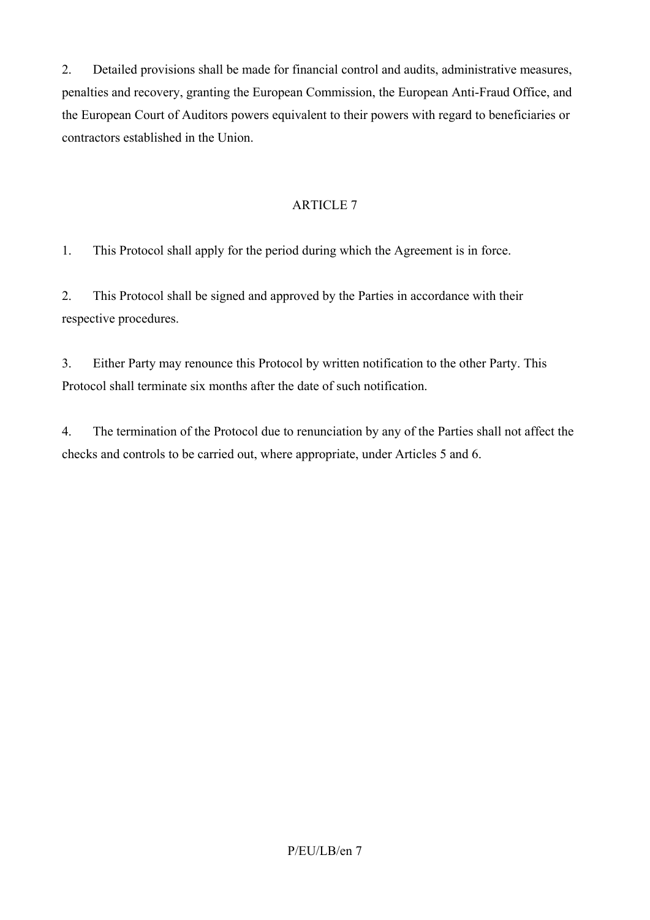2. Detailed provisions shall be made for financial control and audits, administrative measures, penalties and recovery, granting the European Commission, the European Anti-Fraud Office, and the European Court of Auditors powers equivalent to their powers with regard to beneficiaries or contractors established in the Union.

## ARTICLE 7

1. This Protocol shall apply for the period during which the Agreement is in force.

2. This Protocol shall be signed and approved by the Parties in accordance with their respective procedures.

3. Either Party may renounce this Protocol by written notification to the other Party. This Protocol shall terminate six months after the date of such notification.

4. The termination of the Protocol due to renunciation by any of the Parties shall not affect the checks and controls to be carried out, where appropriate, under Articles 5 and 6.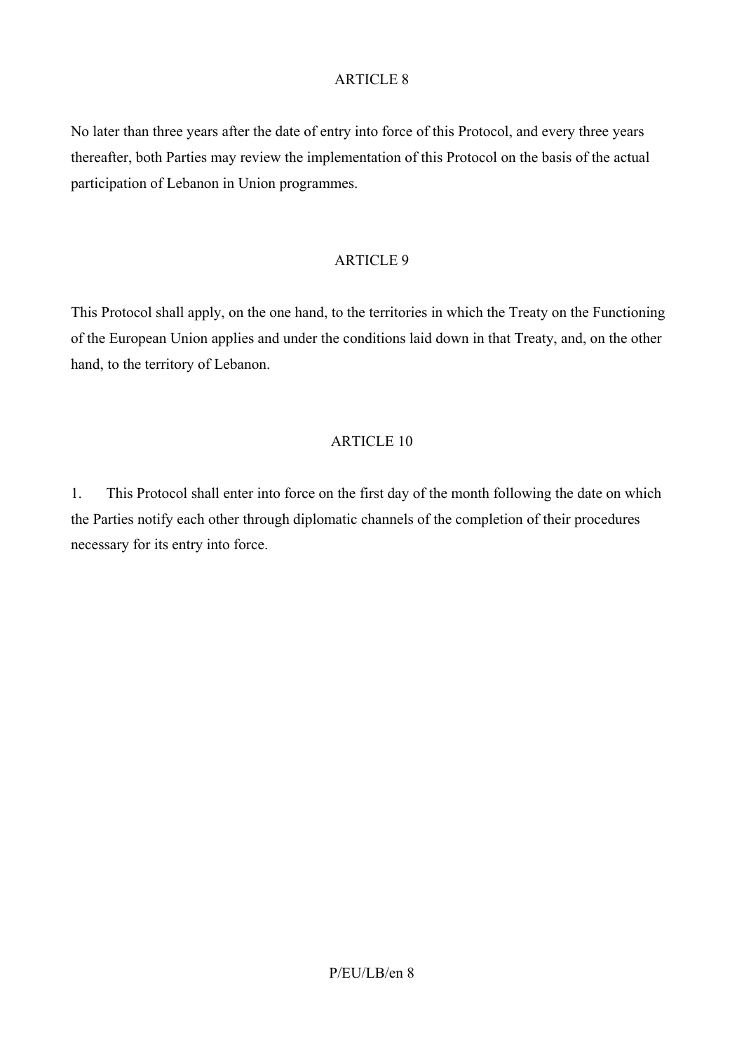ARTICLE 8

No later than three years after the date of entry into force of this Protocol, and every three years thereafter, both Parties may review the implementation of this Protocol on the basis of the actual participation of Lebanon in Union programmes.

ARTICLE 9

This Protocol shall apply, on the one hand, to the territories in which the Treaty on the Functioning of the European Union applies and under the conditions laid down in that Treaty, and, on the other hand, to the territory of Lebanon.

ARTICLE 10

1. This Protocol shall enter into force on the first day of the month following the date on which the Parties notify each other through diplomatic channels of the completion of their procedures necessary for its entry into force.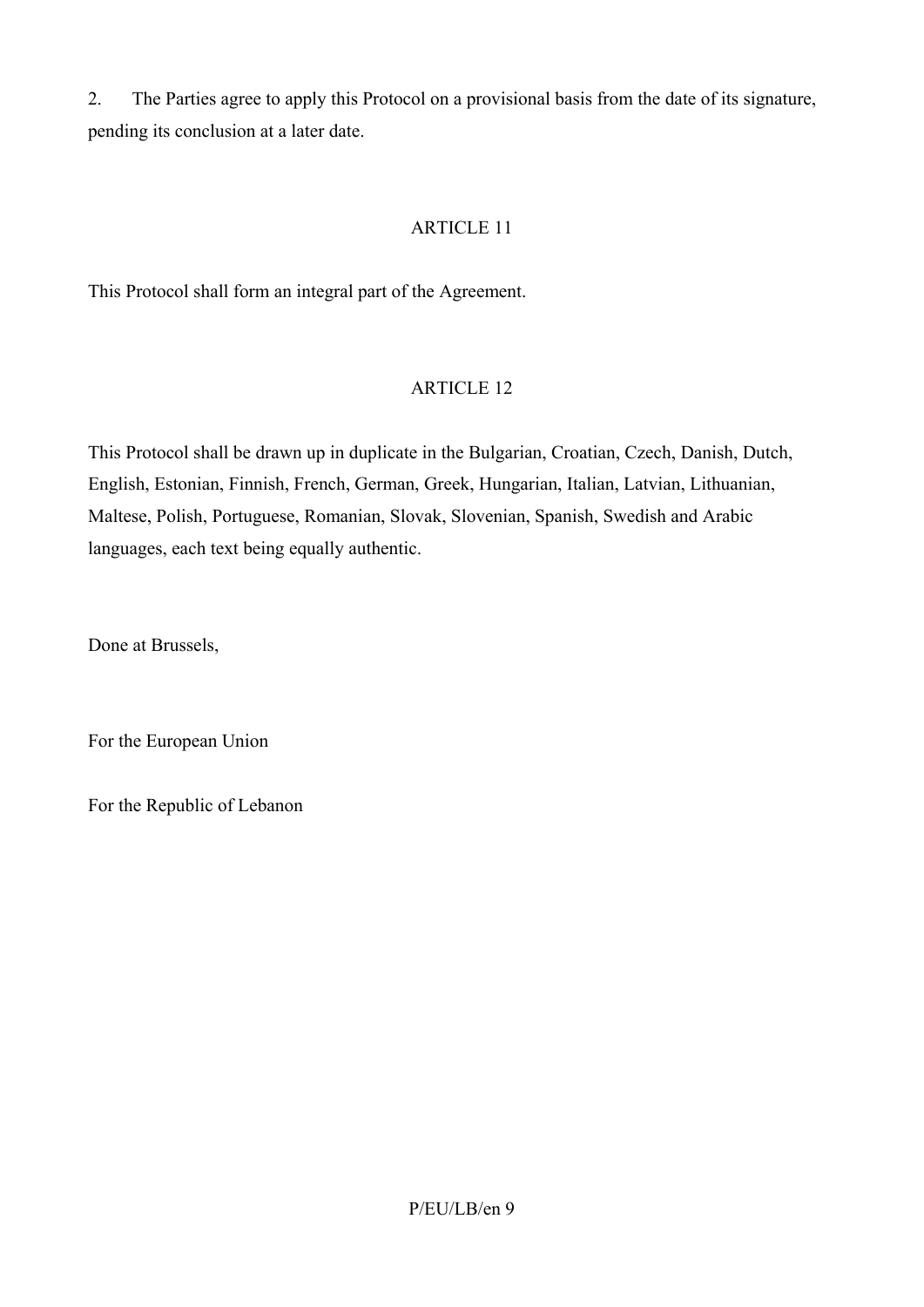2. The Parties agree to apply this Protocol on a provisional basis from the date of its signature, pending its conclusion at a later date.

## ARTICLE 11

This Protocol shall form an integral part of the Agreement.

## ARTICLE 12

This Protocol shall be drawn up in duplicate in the Bulgarian, Croatian, Czech, Danish, Dutch, English, Estonian, Finnish, French, German, Greek, Hungarian, Italian, Latvian, Lithuanian, Maltese, Polish, Portuguese, Romanian, Slovak, Slovenian, Spanish, Swedish and Arabic languages, each text being equally authentic.

Done at Brussels,

For the European Union

For the Republic of Lebanon